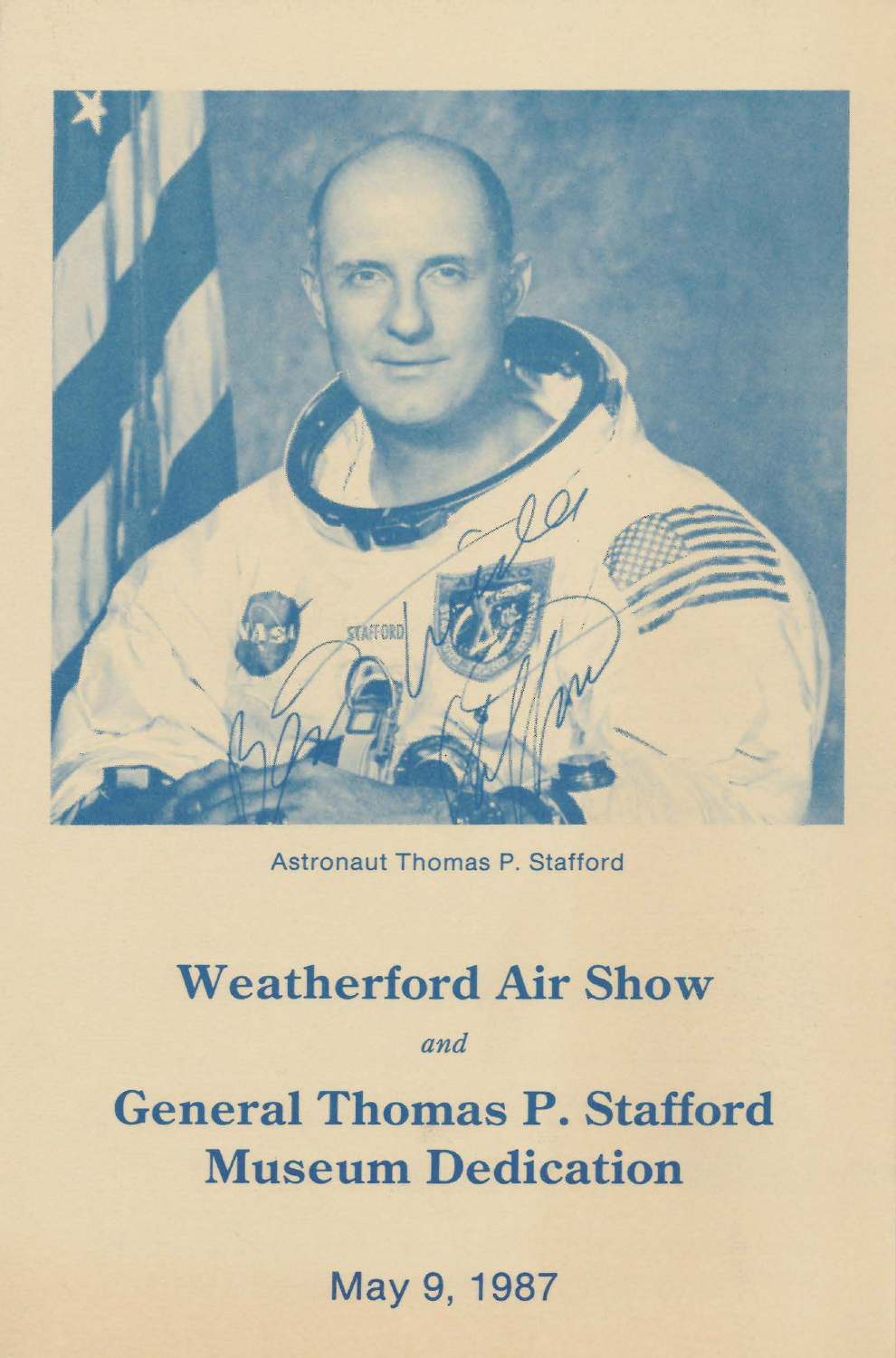Astronaut Thomas P. Stafford

# Weatherford Air Show

*and*

# General Thomas P. Stafford Museum Dedication

May 9, 1987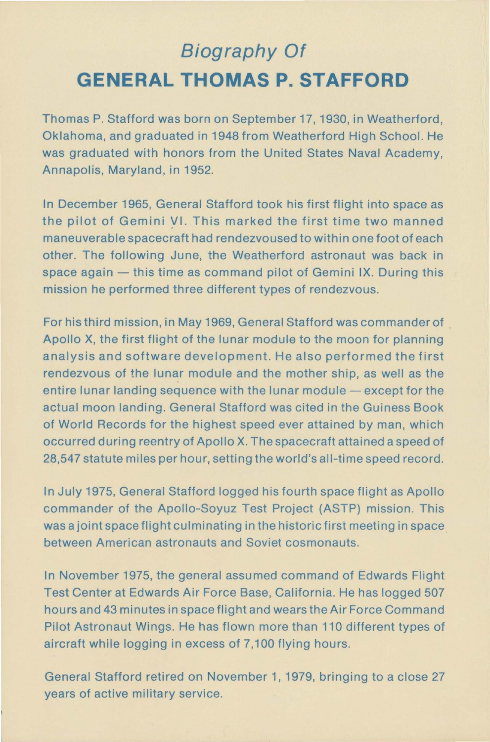# *Biography Of*

# GENERAL THOMAS P. STAFFORD

Thomas P. Stafford was born on September 17, 1930, in Weatherford, Oklahoma, and graduated in 1948 from Weatherford High School. He was graduated with honors from the United States Naval Academy, Annapolis, Maryland, in 1952.

In December 1965, General Stafford took his first flight into space as the pilot of Gemini VI. This marked the first time two manned maneuverable spacecraft had rendezvoused to within one foot of each other. The following June, the Weatherford astronaut was back in space again — this time as command pilot of Gemini IX. During this mission he performed three different types of rendezvous.

For his third mission, in May 1969, General Stafford was commander of Apollo X, the first flight of the lunar module to the moon for planning analysis and software development. He also performed the first rendezvous of the lunar module and the mother ship, as well as the entire lunar landing sequence with the lunar module — except for the actual moon landing. General Stafford was cited in the Guiness Book of World Records for the highest speed ever attained by man, which occurred during reentry of Apollo X. The spacecraft attained a speed of 28,547 statute miles per hour, setting the world's all-time speed record.

In July 1975, General Stafford logged his fourth space flight as Apollo commander of the Apollo-Soyuz Test Project (ASTP) mission. This was a joint space flight culminating in the historic first meeting in space between American astronauts and Soviet cosmonauts.

In November 1975, the general assumed command of Edwards Flight Test Center at Edwards Air Force Base, California. He has logged 507 hours and 43 minutes in space flight and wears the Air Force Command Pilot Astronaut Wings. He has flown more than 110 different types of aircraft while logging in excess of 7,100 flying hours.

General Stafford retired on November 1, 1979, bringing to a close 27 years of active military service.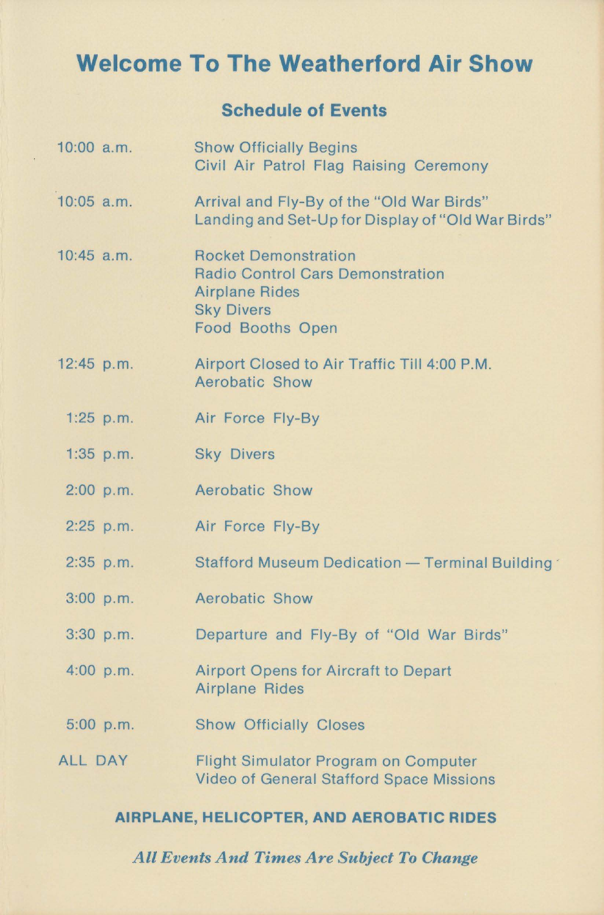# Welcome To The Weatherford Air Show

## Schedule of Events

| | |
|---|---|
| 10:00 a.m. | Show Officially Begins<br>Civil Air Patrol Flag Raising Ceremony |
| 10:05 a.m. | Arrival and Fly-By of the "Old War Birds"<br>Landing and Set-Up for Display of "Old War Birds" |
| 10:45 a.m. | Rocket Demonstration<br>Radio Control Cars Demonstration<br>Airplane Rides<br>Sky Divers<br>Food Booths Open |
| 12:45 p.m. | Airport Closed to Air Traffic Till 4:00 P.M.<br>Aerobatic Show |
| 1:25 p.m. | Air Force Fly-By |
| 1:35 p.m. | Sky Divers |
| 2:00 p.m. | Aerobatic Show |
| 2:25 p.m. | Air Force Fly-By |
| 2:35 p.m. | Stafford Museum Dedication — Terminal Building |
| 3:00 p.m. | Aerobatic Show |
| 3:30 p.m. | Departure and Fly-By of "Old War Birds" |
| 4:00 p.m. | Airport Opens for Aircraft to Depart<br>Airplane Rides |
| 5:00 p.m. | Show Officially Closes |
| ALL DAY | Flight Simulator Program on Computer<br>Video of General Stafford Space Missions |

**AIRPLANE, HELICOPTER, AND AEROBATIC RIDES**

***All Events And Times Are Subject To Change***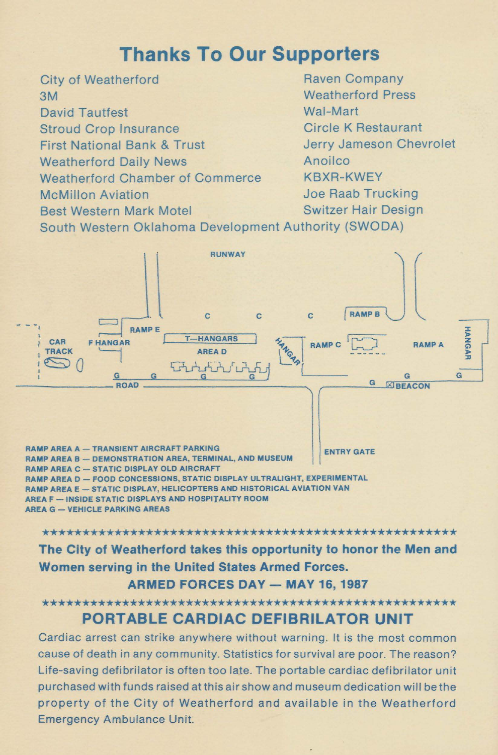# Thanks To Our Supporters

City of Weatherford
3M
David Tautfest
Stroud Crop Insurance
First National Bank & Trust
Weatherford Daily News
Weatherford Chamber of Commerce
McMillon Aviation
Best Western Mark Motel
Raven Company
Weatherford Press
Wal-Mart
Circle K Restaurant
Jerry Jameson Chevrolet
Anoilco
KBXR-KWEY
Joe Raab Trucking
Switzer Hair Design
South Western Oklahoma Development Authority (SWODA)

RUNWAY
C C C
RAMP B
RAMP E
CAR TRACK
F HANGAR
T—HANGARS
AREA D
HANGAR
RAMP C
RAMP A
HANGAR
G G G G
G G G
ROAD
BEACON
ENTRY GATE

RAMP AREA A — TRANSIENT AIRCRAFT PARKING
RAMP AREA B — DEMONSTRATION AREA, TERMINAL, AND MUSEUM
RAMP AREA C — STATIC DISPLAY OLD AIRCRAFT
RAMP AREA D — FOOD CONCESSIONS, STATIC DISPLAY ULTRALIGHT, EXPERIMENTAL
RAMP AREA E — STATIC DISPLAY, HELICOPTERS AND HISTORICAL AVIATION VAN
AREA F — INSIDE STATIC DISPLAYS AND HOSPITALITY ROOM
AREA G — VEHICLE PARKING AREAS

\*\*\*\*\*\*\*\*\*\*\*\*\*\*\*\*\*\*\*\*\*\*\*\*\*\*\*\*\*\*\*\*\*\*\*\*\*\*\*\*\*\*\*\*\*\*\*\*\*\*\*\*\*\*\*\*

**The City of Weatherford takes this opportunity to honor the Men and Women serving in the United States Armed Forces.**

**ARMED FORCES DAY — MAY 16, 1987**

\*\*\*\*\*\*\*\*\*\*\*\*\*\*\*\*\*\*\*\*\*\*\*\*\*\*\*\*\*\*\*\*\*\*\*\*\*\*\*\*\*\*\*\*\*\*\*\*\*\*\*\*\*\*\*\*

## PORTABLE CARDIAC DEFIBRILATOR UNIT

Cardiac arrest can strike anywhere without warning. It is the most common cause of death in any community. Statistics for survival are poor. The reason? Life-saving defibrilator is often too late. The portable cardiac defibrilator unit purchased with funds raised at this air show and museum dedication will be the property of the City of Weatherford and available in the Weatherford Emergency Ambulance Unit.